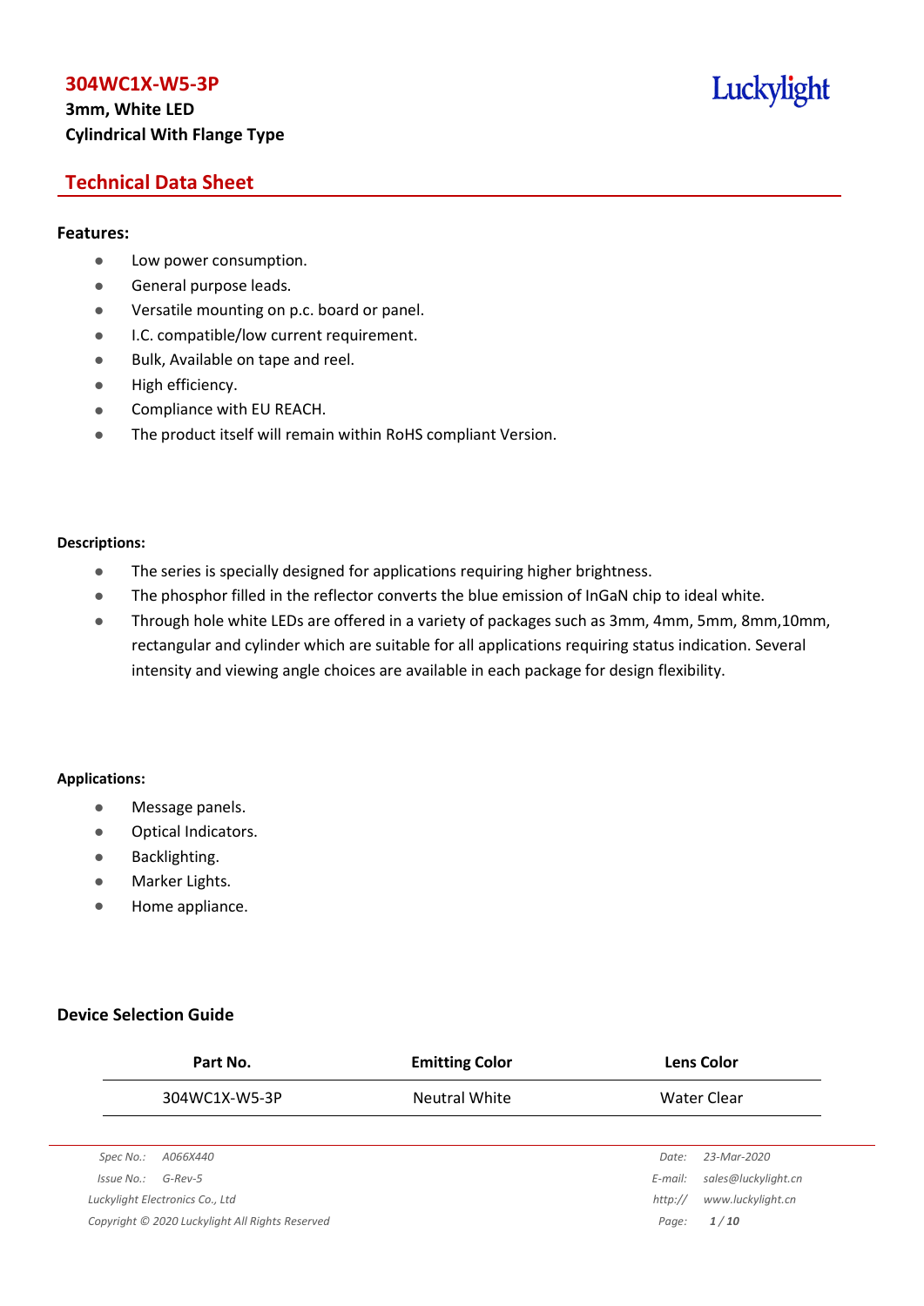# 304WC1X-W5-3P

**3mm, White LED**

**Cylindrical With Flange Type**

Luckylight

## Technical Data Sheet

### Features:

- Low power consumption.
- General purpose leads.
- Versatile mounting on p.c. board or panel.
- I.C. compatible/low current requirement.
- Bulk, Available on tape and reel.
- High efficiency.
- Compliance with EU REACH.
- The product itself will remain within RoHS compliant Version.

### Descriptions:

- The series is specially designed for applications requiring higher brightness.
- The phosphor filled in the reflector converts the blue emission of InGaN chip to ideal white.
- Through hole white LEDs are offered in a variety of packages such as 3mm, 4mm, 5mm, 8mm,10mm, rectangular and cylinder which are suitable for all applications requiring status indication. Several intensity and viewing angle choices are available in each package for design flexibility.

### Applications:

- Message panels.
- Optical Indicators.
- Backlighting.
- Marker Lights.
- Home appliance.

### Device Selection Guide

| Part No. | Emitting Color | Lens Color |
|---|---|---|
| 304WC1X-W5-3P | Neutral White | Water Clear |

Spec No.: A066X440
Issue No.: G-Rev-5
Luckylight Electronics Co., Ltd
Copyright © 2020 Luckylight All Rights Reserved
Date: 23-Mar-2020
E-mail: sales@luckylight.cn
http:// www.luckylight.cn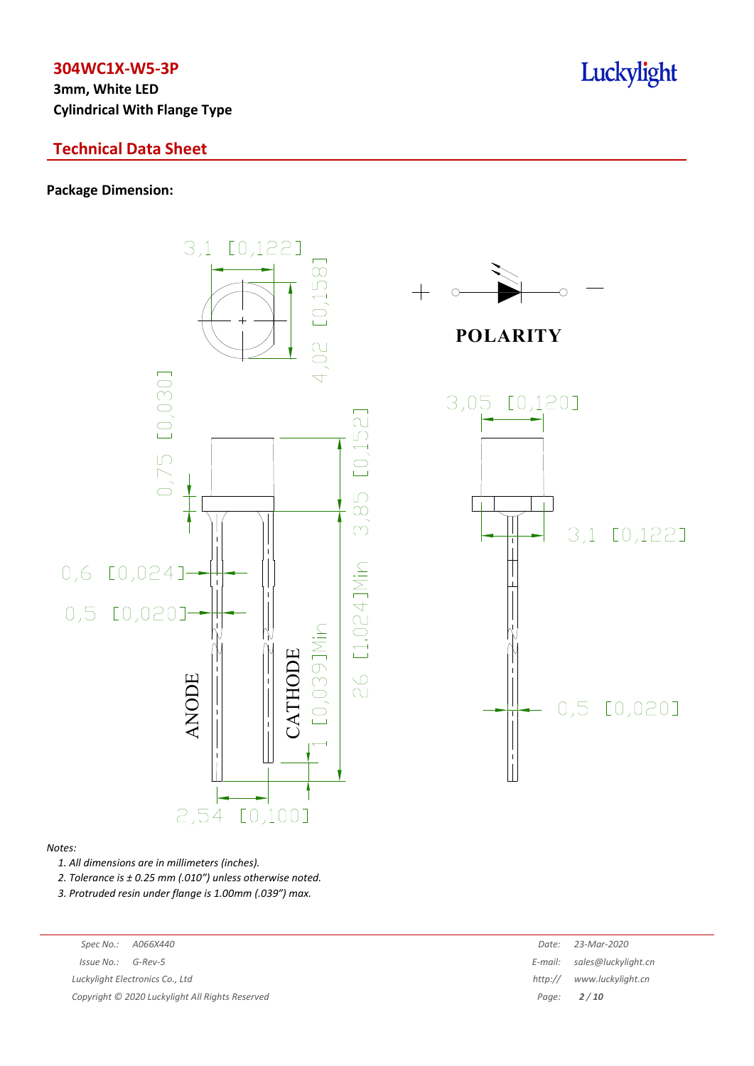**304WC1X-W5-3P**

**3mm, White LED**

**Cylindrical With Flange Type**

## Technical Data Sheet

### Package Dimension:

3,1 [0,122]

4,02 [0,158]

POLARITY

0,75 [0,030]

3,85 [0,152]

3,05 [0,120]

3,1 [0,122]

0,6 [0,024]

0,5 [0,020]

26 [1,024]Min

1 [0,039]Min

ANODE

CATHODE

0,5 [0,020]

2,54 [0,100]

*Notes:*

1. *All dimensions are in millimeters (inches).*
2. *Tolerance is ± 0.25 mm (.010") unless otherwise noted.*
3. *Protruded resin under flange is 1.00mm (.039") max.*

*Spec No.: A066X440*

*Issue No.: G-Rev-5*

*Luckylight Electronics Co., Ltd*

*Date: 23-Mar-2020*

*E-mail: sales@luckylight.cn*

*http:// www.luckylight.cn*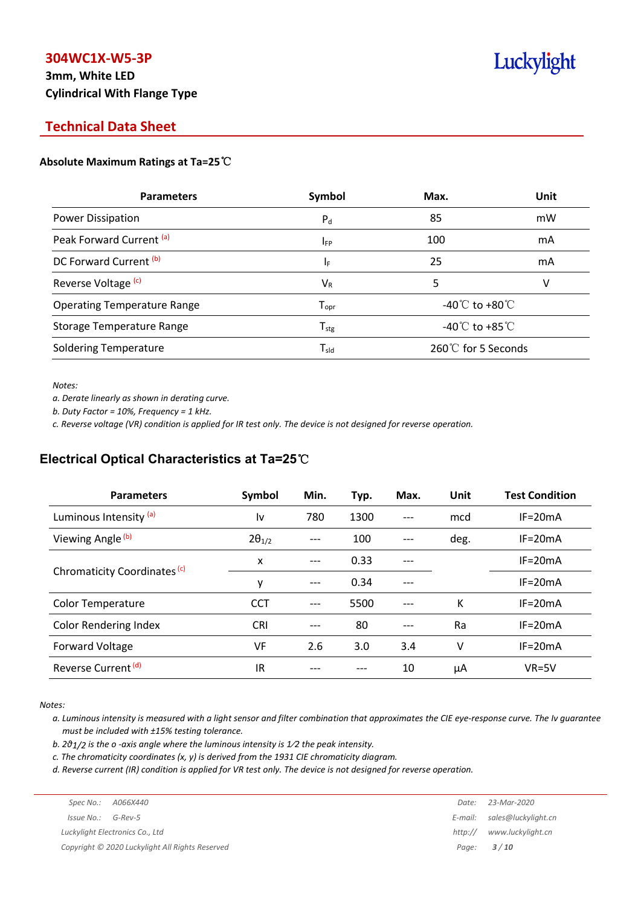# 304WC1X-W5-3P

**3mm, White LED**

**Cylindrical With Flange Type**

## Technical Data Sheet

### Absolute Maximum Ratings at Ta=25℃

| Parameters | Symbol | Max. | Unit |
|---|---|---|---|
| Power Dissipation | $P_d$ | 85 | mW |
| Peak Forward Current [a] | $I_{FP}$ | 100 | mA |
| DC Forward Current [b] | $I_F$ | 25 | mA |
| Reverse Voltage [c] | $V_R$ | 5 | V |
| Operating Temperature Range | $T_{opr}$ | -40℃ to +80℃ | |
| Storage Temperature Range | $T_{stg}$ | -40℃ to +85℃ | |
| Soldering Temperature | $T_{sld}$ | 260℃ for 5 Seconds | |

*Notes:*

*a. Derate linearly as shown in derating curve.*

*b. Duty Factor = 10%, Frequency = 1 kHz.*

*c. Reverse voltage (VR) condition is applied for IR test only. The device is not designed for reverse operation.*

## Electrical Optical Characteristics at Ta=25℃

| Parameters | Symbol | Min. | Typ. | Max. | Unit | Test Condition |
|---|---|---|---|---|---|---|
| Luminous Intensity [a] | Iv | 780 | 1300 | --- | mcd | IF=20mA |
| Viewing Angle [b] | $2\theta_{1/2}$ | --- | 100 | --- | deg. | IF=20mA |
| Chromaticity Coordinates [c] | x | --- | 0.33 | --- | | IF=20mA |
| | y | --- | 0.34 | --- | | IF=20mA |
| Color Temperature | CCT | --- | 5500 | --- | K | IF=20mA |
| Color Rendering Index | CRI | --- | 80 | --- | Ra | IF=20mA |
| Forward Voltage | VF | 2.6 | 3.0 | 3.4 | V | IF=20mA |
| Reverse Current [d] | IR | --- | --- | 10 | µA | VR=5V |

*Notes:*

*a. Luminous intensity is measured with a light sensor and filter combination that approximates the CIE eye-response curve. The Iv guarantee must be included with ±15% testing tolerance.*

*b. $2\theta_{1/2}$ is the o -axis angle where the luminous intensity is 1⁄2 the peak intensity.*

*c. The chromaticity coordinates (x, y) is derived from the 1931 CIE chromaticity diagram.*

*d. Reverse current (IR) condition is applied for VR test only. The device is not designed for reverse operation.*

Spec No.: A066X440 &nbsp; Issue No.: G-Rev-5 &nbsp; Date: 23-Mar-2020

Luckylight Electronics Co., Ltd &nbsp; E-mail: sales@luckylight.cn &nbsp; http:// www.luckylight.cn

Copyright © 2020 Luckylight All Rights Reserved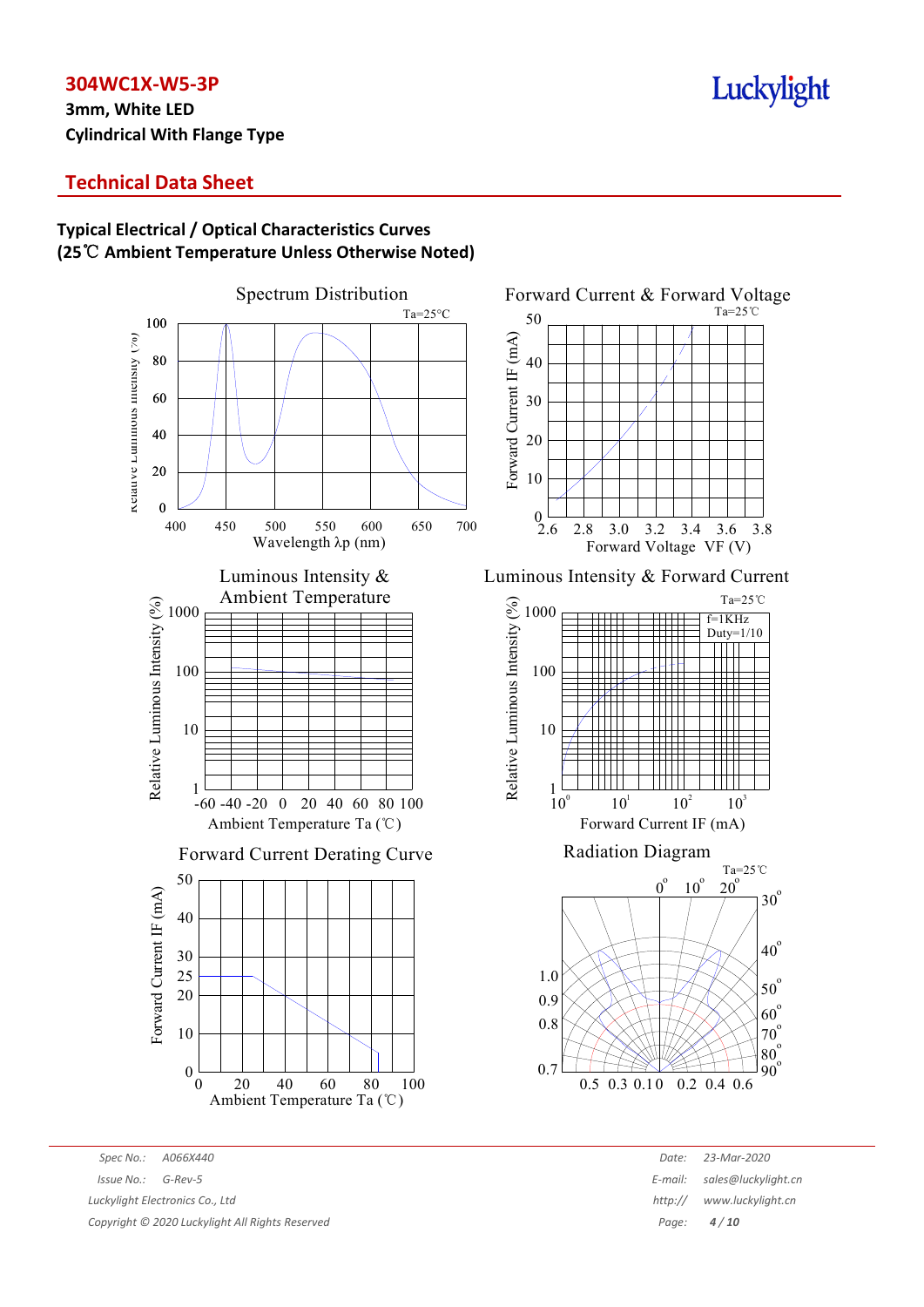**304WC1X-W5-3P**

**3mm, White LED**

**Cylindrical With Flange Type**

## Technical Data Sheet

### Typical Electrical / Optical Characteristics Curves
### (25℃ Ambient Temperature Unless Otherwise Noted)

Spectrum Distribution

Ta=25°C

Relative Luminous Intensity (%)

Wavelength λp (nm)

Forward Current & Forward Voltage

Ta=25℃

Forward Current IF (mA)

Forward Voltage VF (V)

Luminous Intensity & Ambient Temperature

Relative Luminous Intensity (%)

Ambient Temperature Ta (℃)

Luminous Intensity & Forward Current

Ta=25℃

f=1KHz
Duty=1/10

Relative Luminous Intensity (%)

Forward Current IF (mA)

Forward Current Derating Curve

Forward Current IF (mA)

Ambient Temperature Ta (℃)

Radiation Diagram

Ta=25℃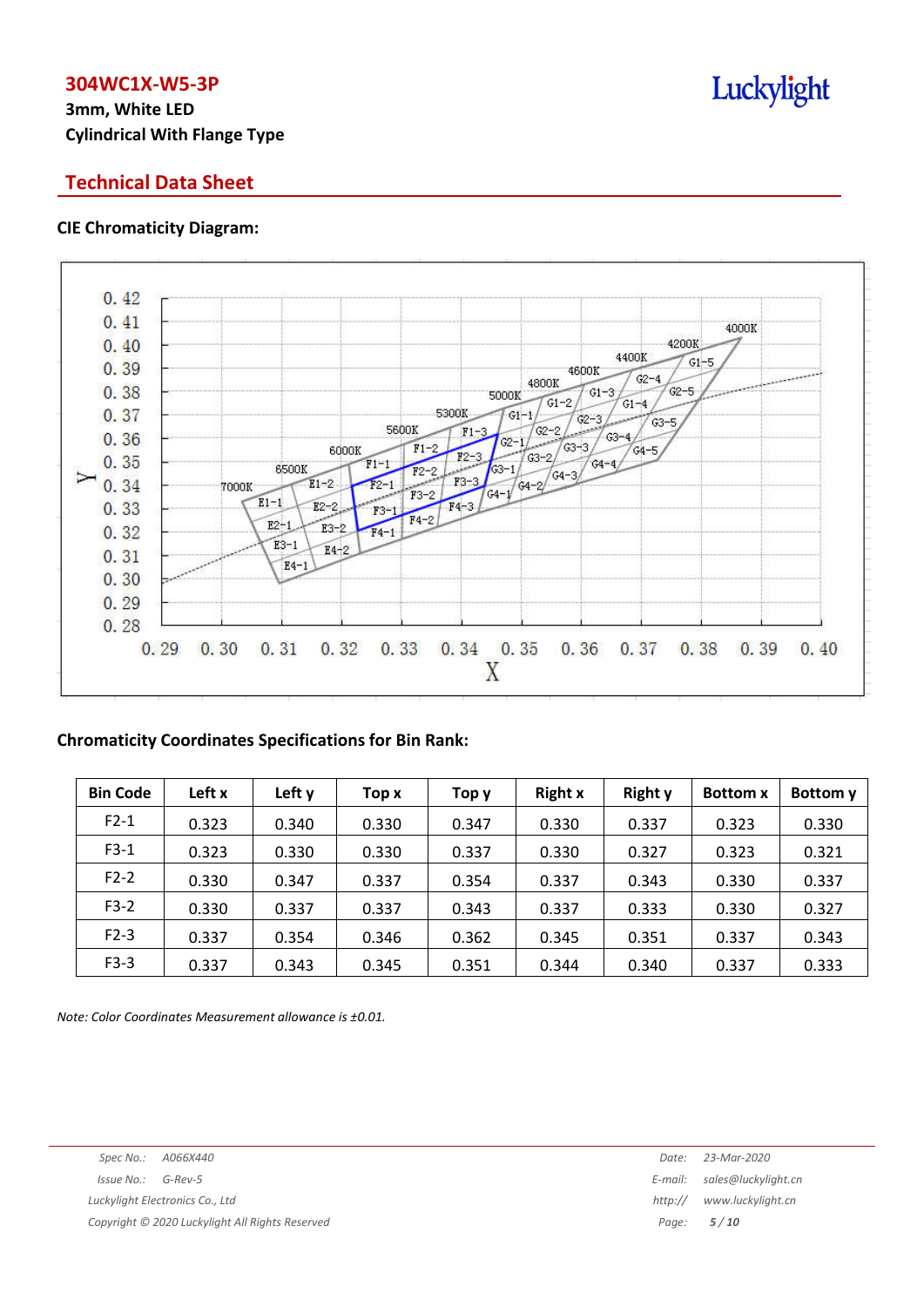# 304WC1X-W5-3P

**3mm, White LED**

**Cylindrical With Flange Type**

## Technical Data Sheet

### CIE Chromaticity Diagram:

### Chromaticity Coordinates Specifications for Bin Rank:

| Bin Code | Left x | Left y | Top x | Top y | Right x | Right y | Bottom x | Bottom y |
|---|---|---|---|---|---|---|---|---|
| F2-1 | 0.323 | 0.340 | 0.330 | 0.347 | 0.330 | 0.337 | 0.323 | 0.330 |
| F3-1 | 0.323 | 0.330 | 0.330 | 0.337 | 0.330 | 0.327 | 0.323 | 0.321 |
| F2-2 | 0.330 | 0.347 | 0.337 | 0.354 | 0.337 | 0.343 | 0.330 | 0.337 |
| F3-2 | 0.330 | 0.337 | 0.337 | 0.343 | 0.337 | 0.333 | 0.330 | 0.327 |
| F2-3 | 0.337 | 0.354 | 0.346 | 0.362 | 0.345 | 0.351 | 0.337 | 0.343 |
| F3-3 | 0.337 | 0.343 | 0.345 | 0.351 | 0.344 | 0.340 | 0.337 | 0.333 |

*Note: Color Coordinates Measurement allowance is ±0.01.*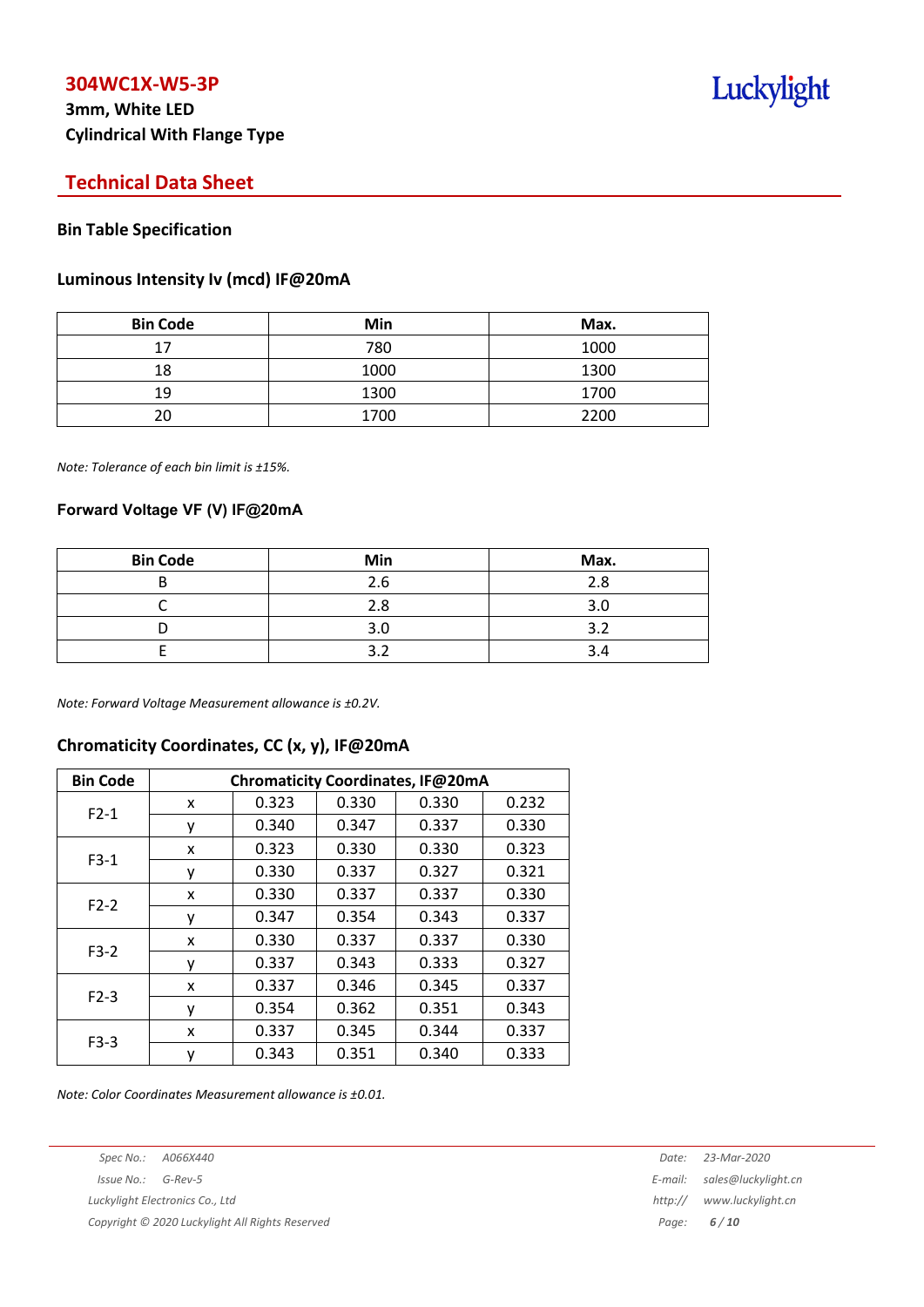## 304WC1X-W5-3P

**3mm, White LED**

**Cylindrical With Flange Type**

## Technical Data Sheet

### Bin Table Specification

### Luminous Intensity Iv (mcd) IF@20mA

| Bin Code | Min | Max. |
|---|---|---|
| 17 | 780 | 1000 |
| 18 | 1000 | 1300 |
| 19 | 1300 | 1700 |
| 20 | 1700 | 2200 |

*Note: Tolerance of each bin limit is ±15%.*

### Forward Voltage VF (V) IF@20mA

| Bin Code | Min | Max. |
|---|---|---|
| B | 2.6 | 2.8 |
| C | 2.8 | 3.0 |
| D | 3.0 | 3.2 |
| E | 3.2 | 3.4 |

*Note: Forward Voltage Measurement allowance is ±0.2V.*

### Chromaticity Coordinates, CC (x, y), IF@20mA

| Bin Code | Chromaticity Coordinates, IF@20mA | | | | |
|---|---|---|---|---|---|
| F2-1 | x | 0.323 | 0.330 | 0.330 | 0.232 |
| | y | 0.340 | 0.347 | 0.337 | 0.330 |
| F3-1 | x | 0.323 | 0.330 | 0.330 | 0.323 |
| | y | 0.330 | 0.337 | 0.327 | 0.321 |
| F2-2 | x | 0.330 | 0.337 | 0.337 | 0.330 |
| | y | 0.347 | 0.354 | 0.343 | 0.337 |
| F3-2 | x | 0.330 | 0.337 | 0.337 | 0.330 |
| | y | 0.337 | 0.343 | 0.333 | 0.327 |
| F2-3 | x | 0.337 | 0.346 | 0.345 | 0.337 |
| | y | 0.354 | 0.362 | 0.351 | 0.343 |
| F3-3 | x | 0.337 | 0.345 | 0.344 | 0.337 |
| | y | 0.343 | 0.351 | 0.340 | 0.333 |

*Note: Color Coordinates Measurement allowance is ±0.01.*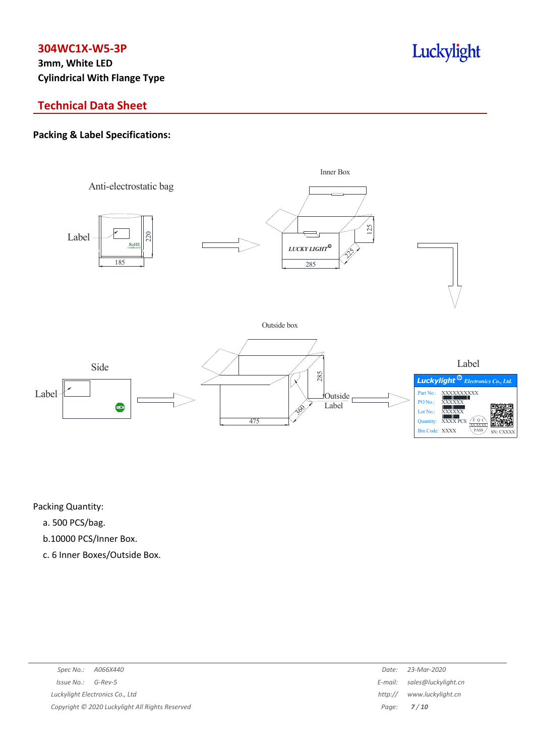**304WC1X-W5-3P**

**3mm, White LED**

**Cylindrical With Flange Type**

## Technical Data Sheet

### Packing & Label Specifications:

Anti-electrostatic bag

Label

185

220

Inner Box

LUCKY LIGHT

285

225

125

Outside box

Side

Label

475

360

285

Outside Label

Label

Luckylight Electronics Co., Ltd.

Part No.: XXXXXXXXXX

PO No.: XXXXXX

Lot No.: XXXXXX

Quantity: XXXX PCS

Bin Code: XXXX

SN: CXXXX

Packing Quantity:

a. 500 PCS/bag.

b.10000 PCS/Inner Box.

c. 6 Inner Boxes/Outside Box.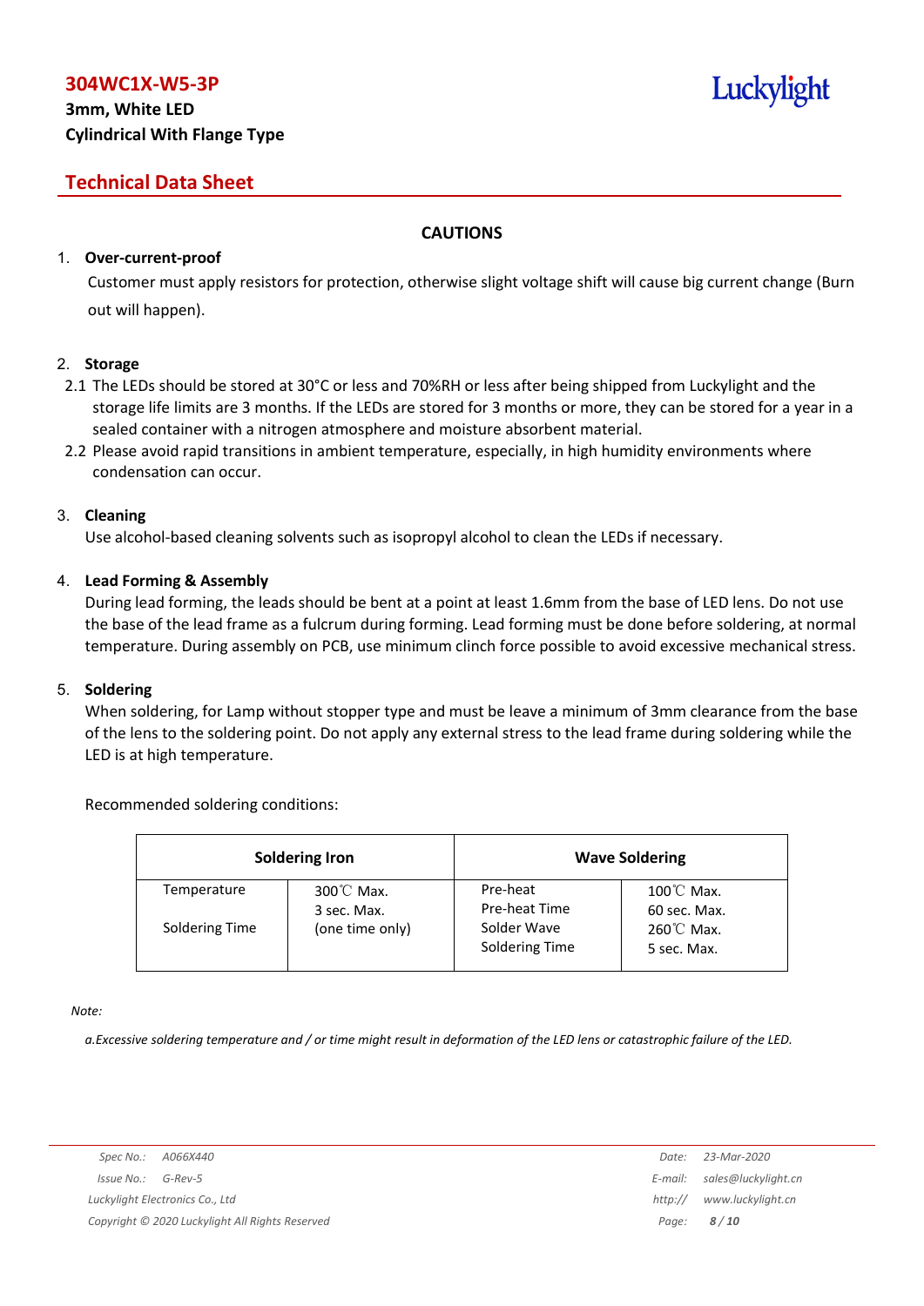## CAUTIONS

1. **Over-current-proof**

   Customer must apply resistors for protection, otherwise slight voltage shift will cause big current change (Burn out will happen).

2. **Storage**

   2.1 The LEDs should be stored at 30°C or less and 70%RH or less after being shipped from Luckylight and the storage life limits are 3 months. If the LEDs are stored for 3 months or more, they can be stored for a year in a sealed container with a nitrogen atmosphere and moisture absorbent material.

   2.2 Please avoid rapid transitions in ambient temperature, especially, in high humidity environments where condensation can occur.

3. **Cleaning**

   Use alcohol-based cleaning solvents such as isopropyl alcohol to clean the LEDs if necessary.

4. **Lead Forming & Assembly**

   During lead forming, the leads should be bent at a point at least 1.6mm from the base of LED lens. Do not use the base of the lead frame as a fulcrum during forming. Lead forming must be done before soldering, at normal temperature. During assembly on PCB, use minimum clinch force possible to avoid excessive mechanical stress.

5. **Soldering**

   When soldering, for Lamp without stopper type and must be leave a minimum of 3mm clearance from the base of the lens to the soldering point. Do not apply any external stress to the lead frame during soldering while the LED is at high temperature.

   Recommended soldering conditions:

| Soldering Iron | | Wave Soldering | |
|---|---|---|---|
| Temperature | 300℃ Max. | Pre-heat | 100℃ Max. |
| Soldering Time | 3 sec. Max. (one time only) | Pre-heat Time | 60 sec. Max. |
| | | Solder Wave | 260℃ Max. |
| | | Soldering Time | 5 sec. Max. |

*Note:*

*a.Excessive soldering temperature and / or time might result in deformation of the LED lens or catastrophic failure of the LED.*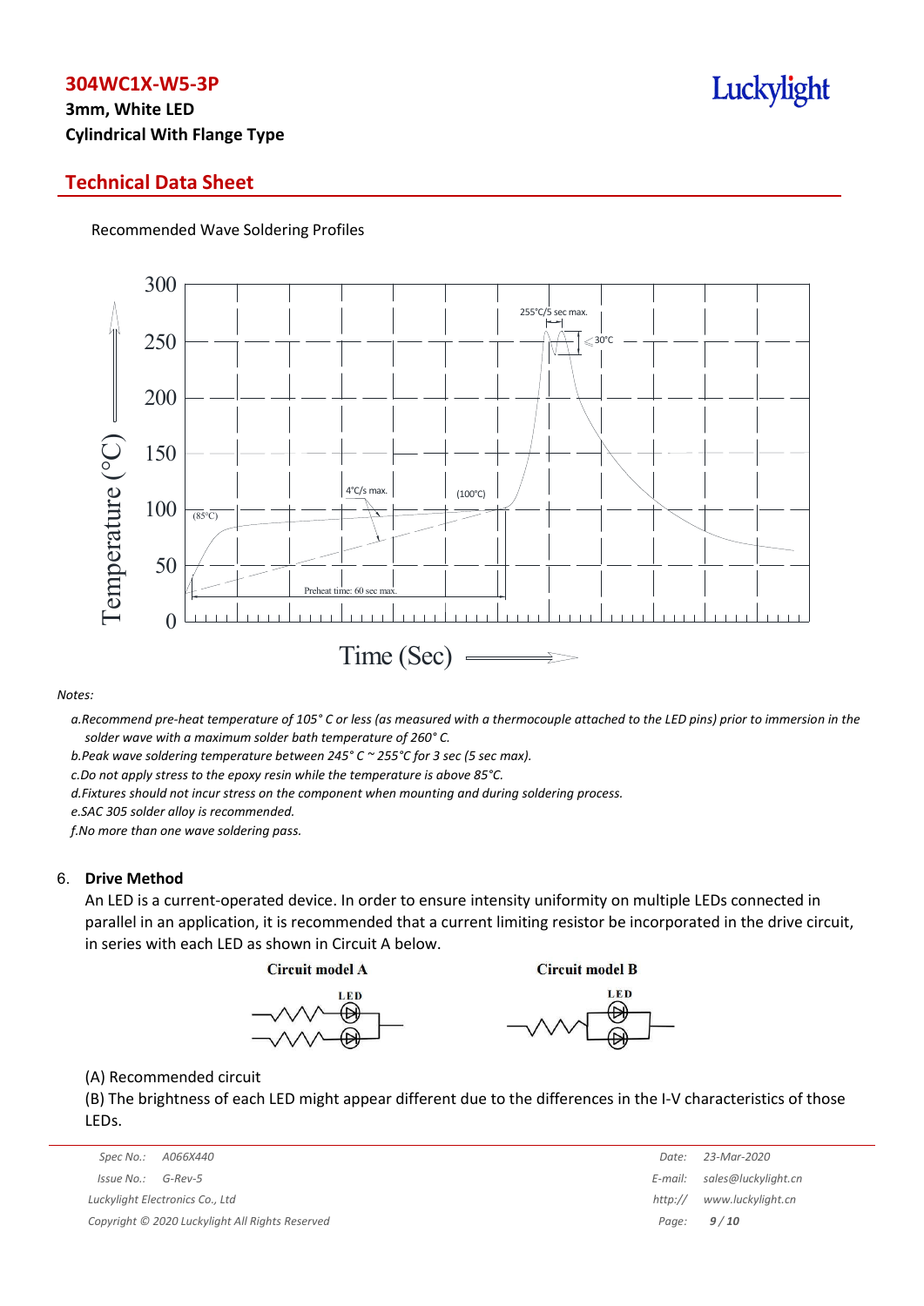Recommended Wave Soldering Profiles

*Notes:*

*a.Recommend pre-heat temperature of 105° C or less (as measured with a thermocouple attached to the LED pins) prior to immersion in the solder wave with a maximum solder bath temperature of 260° C.*

*b.Peak wave soldering temperature between 245° C ~ 255°C for 3 sec (5 sec max).*

*c.Do not apply stress to the epoxy resin while the temperature is above 85°C.*

*d.Fixtures should not incur stress on the component when mounting and during soldering process.*

*e.SAC 305 solder alloy is recommended.*

*f.No more than one wave soldering pass.*

## 6. Drive Method

An LED is a current-operated device. In order to ensure intensity uniformity on multiple LEDs connected in parallel in an application, it is recommended that a current limiting resistor be incorporated in the drive circuit, in series with each LED as shown in Circuit A below.

**Circuit model A** **Circuit model B**

(A) Recommended circuit

(B) The brightness of each LED might appear different due to the differences in the I-V characteristics of those LEDs.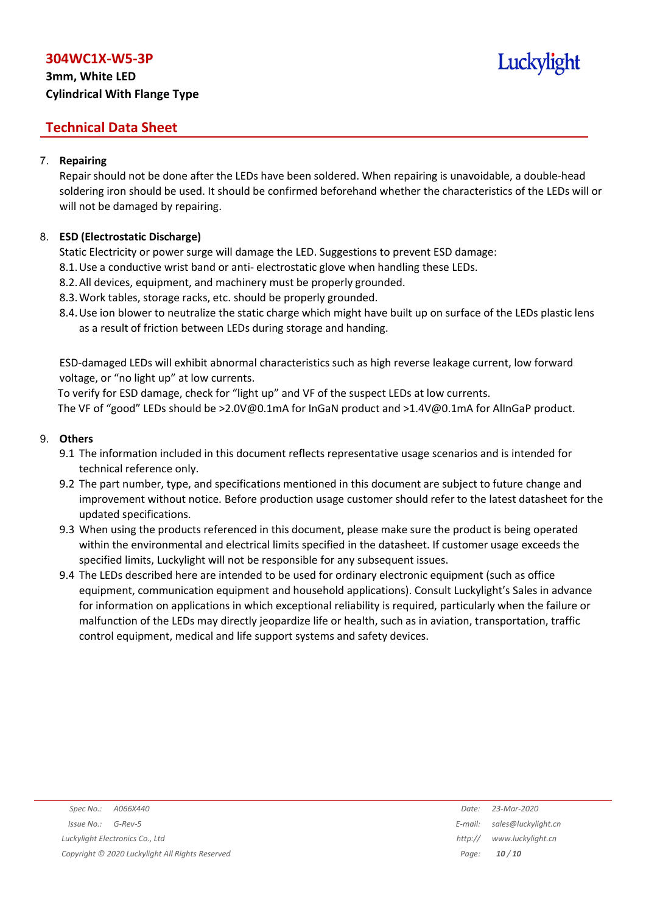7. **Repairing**

   Repair should not be done after the LEDs have been soldered. When repairing is unavoidable, a double-head soldering iron should be used. It should be confirmed beforehand whether the characteristics of the LEDs will or will not be damaged by repairing.

8. **ESD (Electrostatic Discharge)**

   Static Electricity or power surge will damage the LED. Suggestions to prevent ESD damage:

   8.1. Use a conductive wrist band or anti- electrostatic glove when handling these LEDs.

   8.2. All devices, equipment, and machinery must be properly grounded.

   8.3. Work tables, storage racks, etc. should be properly grounded.

   8.4. Use ion blower to neutralize the static charge which might have built up on surface of the LEDs plastic lens as a result of friction between LEDs during storage and handing.

   ESD-damaged LEDs will exhibit abnormal characteristics such as high reverse leakage current, low forward voltage, or "no light up" at low currents.

   To verify for ESD damage, check for "light up" and VF of the suspect LEDs at low currents.

   The VF of "good" LEDs should be >2.0V@0.1mA for InGaN product and >1.4V@0.1mA for AlInGaP product.

9. **Others**

   9.1 The information included in this document reflects representative usage scenarios and is intended for technical reference only.

   9.2 The part number, type, and specifications mentioned in this document are subject to future change and improvement without notice. Before production usage customer should refer to the latest datasheet for the updated specifications.

   9.3 When using the products referenced in this document, please make sure the product is being operated within the environmental and electrical limits specified in the datasheet. If customer usage exceeds the specified limits, Luckylight will not be responsible for any subsequent issues.

   9.4 The LEDs described here are intended to be used for ordinary electronic equipment (such as office equipment, communication equipment and household applications). Consult Luckylight's Sales in advance for information on applications in which exceptional reliability is required, particularly when the failure or malfunction of the LEDs may directly jeopardize life or health, such as in aviation, transportation, traffic control equipment, medical and life support systems and safety devices.